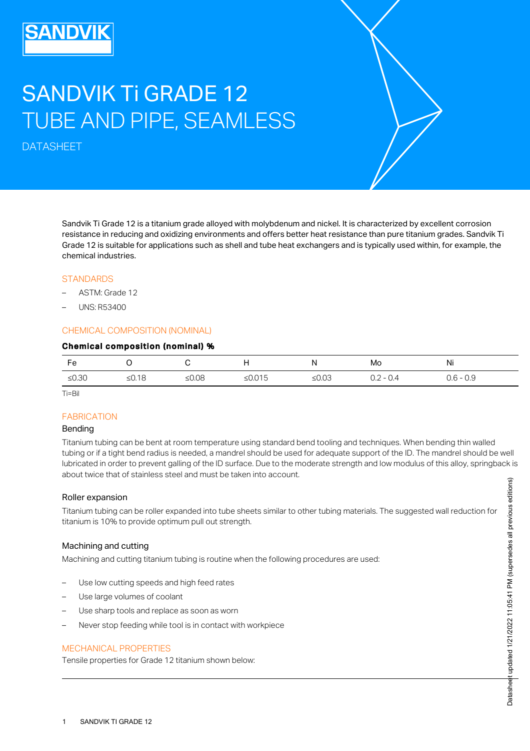# SANDVIK Ti GRADE 12
# TUBE AND PIPE, SEAMLESS

DATASHEET

Sandvik Ti Grade 12 is a titanium grade alloyed with molybdenum and nickel. It is characterized by excellent corrosion resistance in reducing and oxidizing environments and offers better heat resistance than pure titanium grades. Sandvik Ti Grade 12 is suitable for applications such as shell and tube heat exchangers and is typically used within, for example, the chemical industries.

## STANDARDS

- ASTM: Grade 12
- UNS: R53400

## CHEMICAL COMPOSITION (NOMINAL)

**Chemical composition (nominal) %**

| Fe | O | C | H | N | Mo | Ni |
|---|---|---|---|---|---|---|
| ≤0.30 | ≤0.18 | ≤0.08 | ≤0.015 | ≤0.03 | 0.2 - 0.4 | 0.6 - 0.9 |

Ti=Bil

## FABRICATION

### Bending

Titanium tubing can be bent at room temperature using standard bend tooling and techniques. When bending thin walled tubing or if a tight bend radius is needed, a mandrel should be used for adequate support of the ID. The mandrel should be well lubricated in order to prevent galling of the ID surface. Due to the moderate strength and low modulus of this alloy, springback is about twice that of stainless steel and must be taken into account.

### Roller expansion

Titanium tubing can be roller expanded into tube sheets similar to other tubing materials. The suggested wall reduction for titanium is 10% to provide optimum pull out strength.

### Machining and cutting

Machining and cutting titanium tubing is routine when the following procedures are used:

- Use low cutting speeds and high feed rates
- Use large volumes of coolant
- Use sharp tools and replace as soon as worn
- Never stop feeding while tool is in contact with workpiece

## MECHANICAL PROPERTIES

Tensile properties for Grade 12 titanium shown below: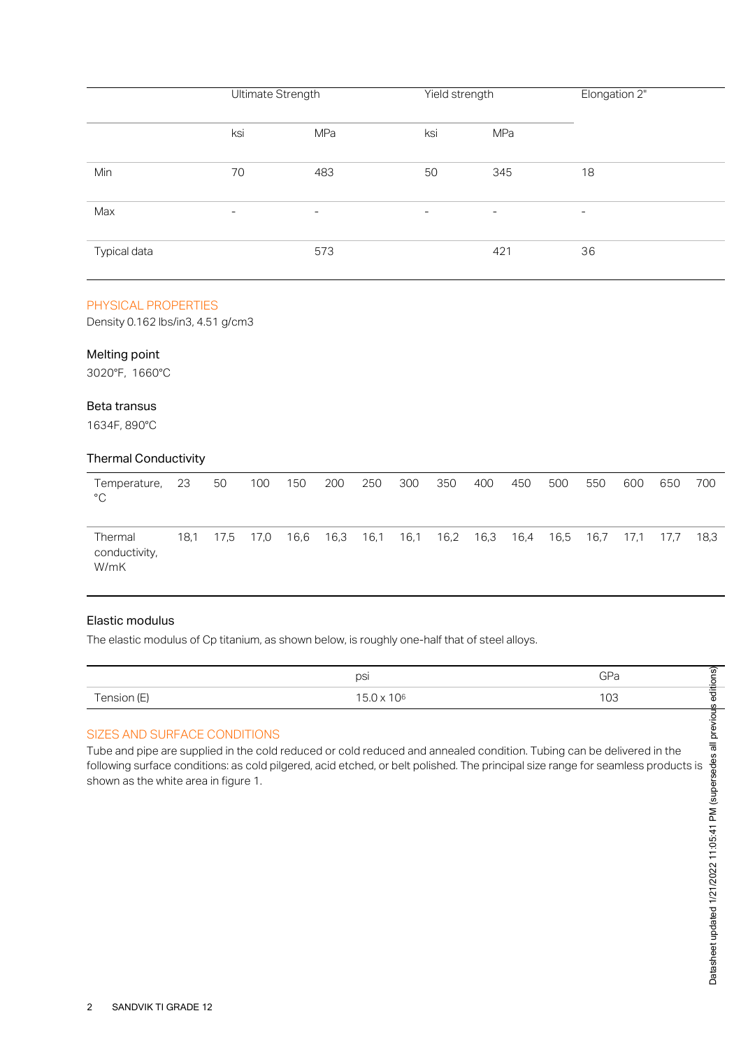| | Ultimate Strength | | Yield strength | | Elongation 2" |
|---|---|---|---|---|---|
| | ksi | MPa | ksi | MPa | |
| Min | 70 | 483 | 50 | 345 | 18 |
| Max | - | - | - | - | - |
| Typical data | | 573 | | 421 | 36 |

## PHYSICAL PROPERTIES

Density 0.162 lbs/in3, 4.51 g/cm3

### Melting point

3020°F, 1660°C

### Beta transus

1634F, 890°C

### Thermal Conductivity

| Temperature, °C | 23 | 50 | 100 | 150 | 200 | 250 | 300 | 350 | 400 | 450 | 500 | 550 | 600 | 650 | 700 |
|---|---|---|---|---|---|---|---|---|---|---|---|---|---|---|---|
| Thermal conductivity, W/mK | 18,1 | 17,5 | 17,0 | 16,6 | 16,3 | 16,1 | 16,1 | 16,2 | 16,3 | 16,4 | 16,5 | 16,7 | 17,1 | 17,7 | 18,3 |

### Elastic modulus

The elastic modulus of Cp titanium, as shown below, is roughly one-half that of steel alloys.

| | psi | GPa |
|---|---|---|
| Tension (E) | $15.0 \times 10^6$ | 103 |

## SIZES AND SURFACE CONDITIONS

Tube and pipe are supplied in the cold reduced or cold reduced and annealed condition. Tubing can be delivered in the following surface conditions: as cold pilgered, acid etched, or belt polished. The principal size range for seamless products is shown as the white area in figure 1.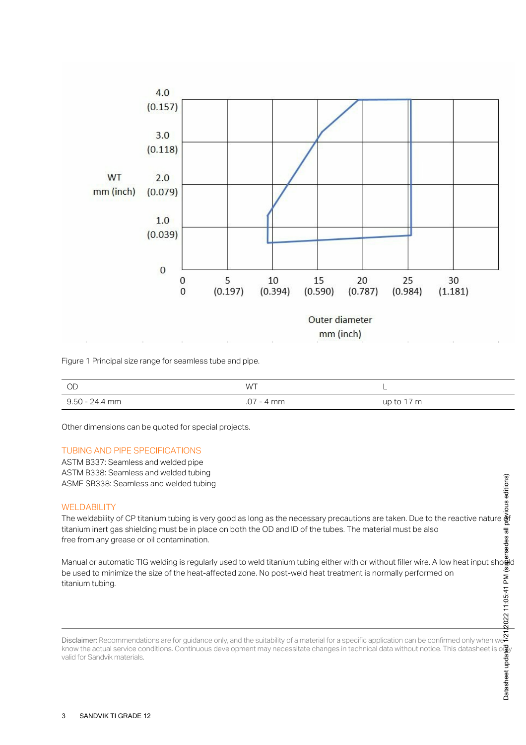Figure 1 Principal size range for seamless tube and pipe.

| OD | WT | L |
| --- | --- | --- |
| 9.50 - 24.4 mm | .07 - 4 mm | up to 17 m |

Other dimensions can be quoted for special projects.

## TUBING AND PIPE SPECIFICATIONS

ASTM B337: Seamless and welded pipe
ASTM B338: Seamless and welded tubing
ASME SB338: Seamless and welded tubing

## WELDABILITY

The weldability of CP titanium tubing is very good as long as the necessary precautions are taken. Due to the reactive nature of titanium inert gas shielding must be in place on both the OD and ID of the tubes. The material must be also free from any grease or oil contamination.

Manual or automatic TIG welding is regularly used to weld titanium tubing either with or without filler wire. A low heat input should be used to minimize the size of the heat-affected zone. No post-weld heat treatment is normally performed on titanium tubing.

**Disclaimer:** Recommendations are for guidance only, and the suitability of a material for a specific application can be confirmed only when we know the actual service conditions. Continuous development may necessitate changes in technical data without notice. This datasheet is only valid for Sandvik materials.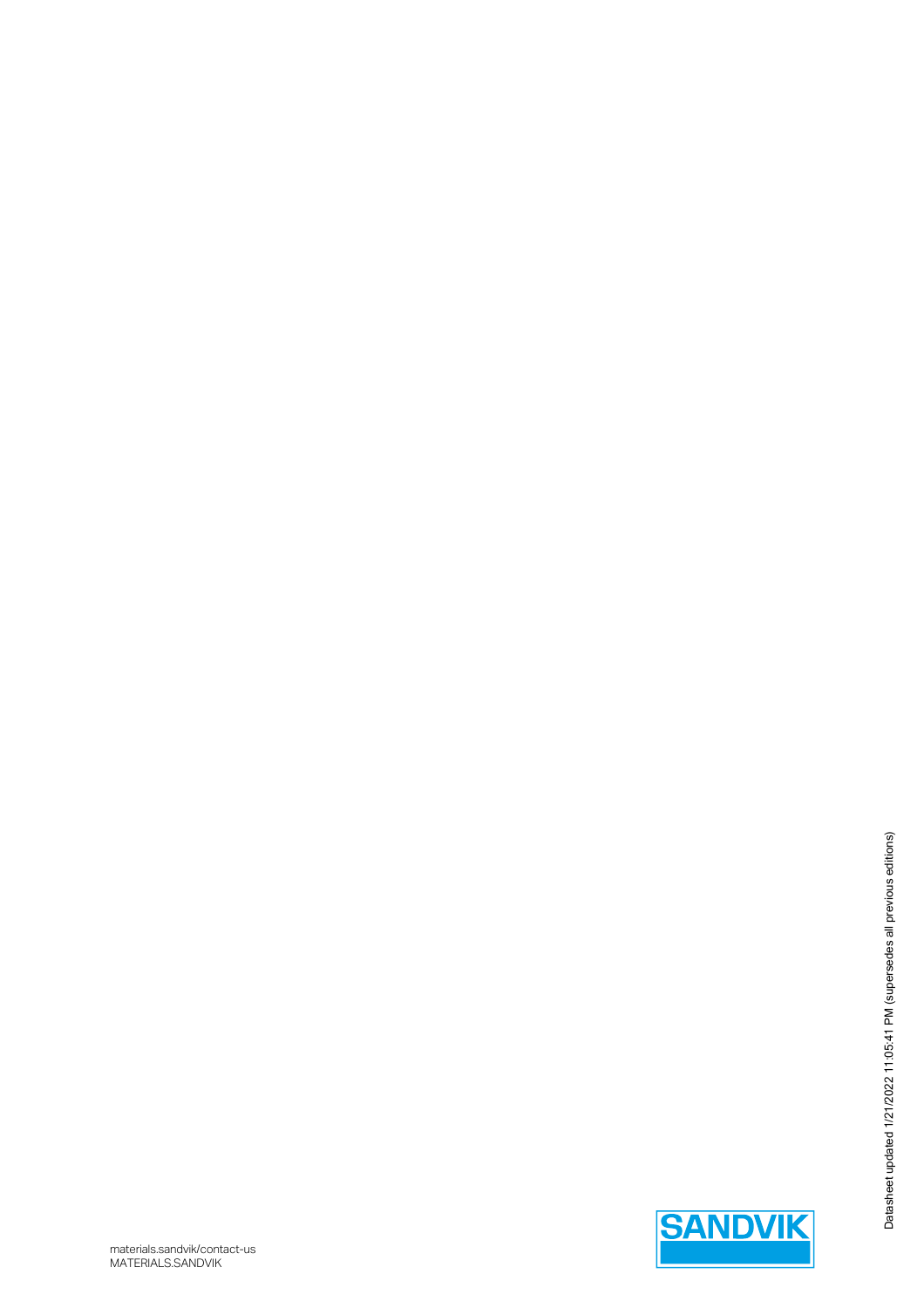materials.sandvik/contact-us
MATERIALS.SANDVIK

SANDVIK

Datasheet updated 1/21/2022 11:05:41 PM (supersedes all previous editions)